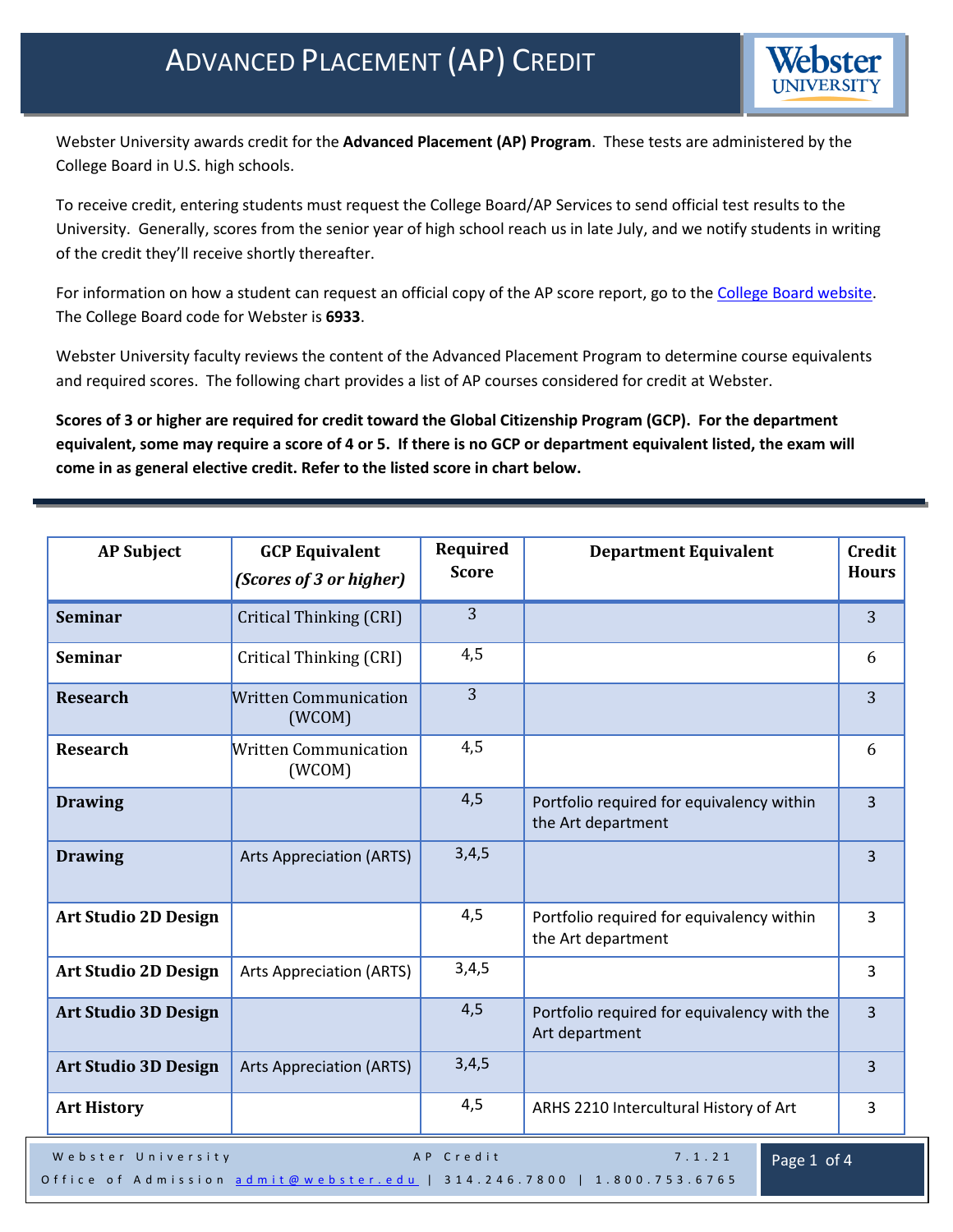# Advanced Placement (AP) Credit

Webster University awards credit for the **Advanced Placement (AP) Program**. These tests are administered by the College Board in U.S. high schools.

To receive credit, entering students must request the College Board/AP Services to send official test results to the University. Generally, scores from the senior year of high school reach us in late July, and we notify students in writing of the credit they'll receive shortly thereafter.

For information on how a student can request an official copy of the AP score report, go to the College Board website. The College Board code for Webster is **6933**.

Webster University faculty reviews the content of the Advanced Placement Program to determine course equivalents and required scores. The following chart provides a list of AP courses considered for credit at Webster.

**Scores of 3 or higher are required for credit toward the Global Citizenship Program (GCP). For the department equivalent, some may require a score of 4 or 5. If there is no GCP or department equivalent listed, the exam will come in as general elective credit. Refer to the listed score in chart below.**

| AP Subject | GCP Equivalent *(Scores of 3 or higher)* | Required Score | Department Equivalent | Credit Hours |
|---|---|---|---|---|
| **Seminar** | Critical Thinking (CRI) | 3 | | 3 |
| **Seminar** | Critical Thinking (CRI) | 4,5 | | 6 |
| **Research** | Written Communication (WCOM) | 3 | | 3 |
| **Research** | Written Communication (WCOM) | 4,5 | | 6 |
| **Drawing** | | 4,5 | Portfolio required for equivalency within the Art department | 3 |
| **Drawing** | Arts Appreciation (ARTS) | 3,4,5 | | 3 |
| **Art Studio 2D Design** | | 4,5 | Portfolio required for equivalency within the Art department | 3 |
| **Art Studio 2D Design** | Arts Appreciation (ARTS) | 3,4,5 | | 3 |
| **Art Studio 3D Design** | | 4,5 | Portfolio required for equivalency with the Art department | 3 |
| **Art Studio 3D Design** | Arts Appreciation (ARTS) | 3,4,5 | | 3 |
| **Art History** | | 4,5 | ARHS 2210 Intercultural History of Art | 3 |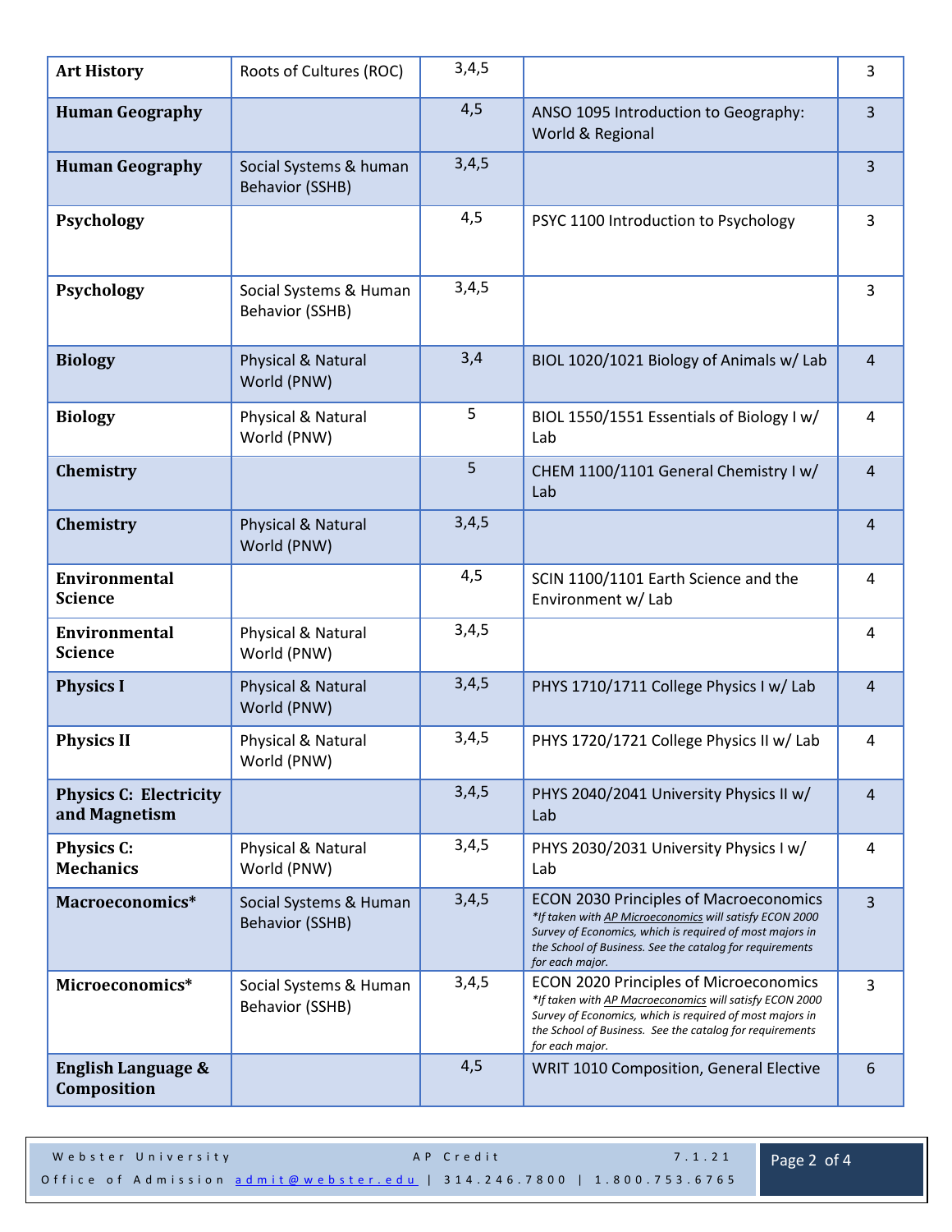| **Art History** | Roots of Cultures (ROC) | 3,4,5 | | 3 |
|---|---|---|---|---|
| **Human Geography** | | 4,5 | ANSO 1095 Introduction to Geography: World & Regional | 3 |
| **Human Geography** | Social Systems & human Behavior (SSHB) | 3,4,5 | | 3 |
| **Psychology** | | 4,5 | PSYC 1100 Introduction to Psychology | 3 |
| **Psychology** | Social Systems & Human Behavior (SSHB) | 3,4,5 | | 3 |
| **Biology** | Physical & Natural World (PNW) | 3,4 | BIOL 1020/1021 Biology of Animals w/ Lab | 4 |
| **Biology** | Physical & Natural World (PNW) | 5 | BIOL 1550/1551 Essentials of Biology I w/ Lab | 4 |
| **Chemistry** | | 5 | CHEM 1100/1101 General Chemistry I w/ Lab | 4 |
| **Chemistry** | Physical & Natural World (PNW) | 3,4,5 | | 4 |
| **Environmental Science** | | 4,5 | SCIN 1100/1101 Earth Science and the Environment w/ Lab | 4 |
| **Environmental Science** | Physical & Natural World (PNW) | 3,4,5 | | 4 |
| **Physics I** | Physical & Natural World (PNW) | 3,4,5 | PHYS 1710/1711 College Physics I w/ Lab | 4 |
| **Physics II** | Physical & Natural World (PNW) | 3,4,5 | PHYS 1720/1721 College Physics II w/ Lab | 4 |
| **Physics C: Electricity and Magnetism** | | 3,4,5 | PHYS 2040/2041 University Physics II w/ Lab | 4 |
| **Physics C: Mechanics** | Physical & Natural World (PNW) | 3,4,5 | PHYS 2030/2031 University Physics I w/ Lab | 4 |
| **Macroeconomics*** | Social Systems & Human Behavior (SSHB) | 3,4,5 | ECON 2030 Principles of Macroeconomics *\*If taken with AP Microeconomics will satisfy ECON 2000 Survey of Economics, which is required of most majors in the School of Business. See the catalog for requirements for each major.* | 3 |
| **Microeconomics*** | Social Systems & Human Behavior (SSHB) | 3,4,5 | ECON 2020 Principles of Microeconomics *\*If taken with AP Macroeconomics will satisfy ECON 2000 Survey of Economics, which is required of most majors in the School of Business. See the catalog for requirements for each major.* | 3 |
| **English Language & Composition** | | 4,5 | WRIT 1010 Composition, General Elective | 6 |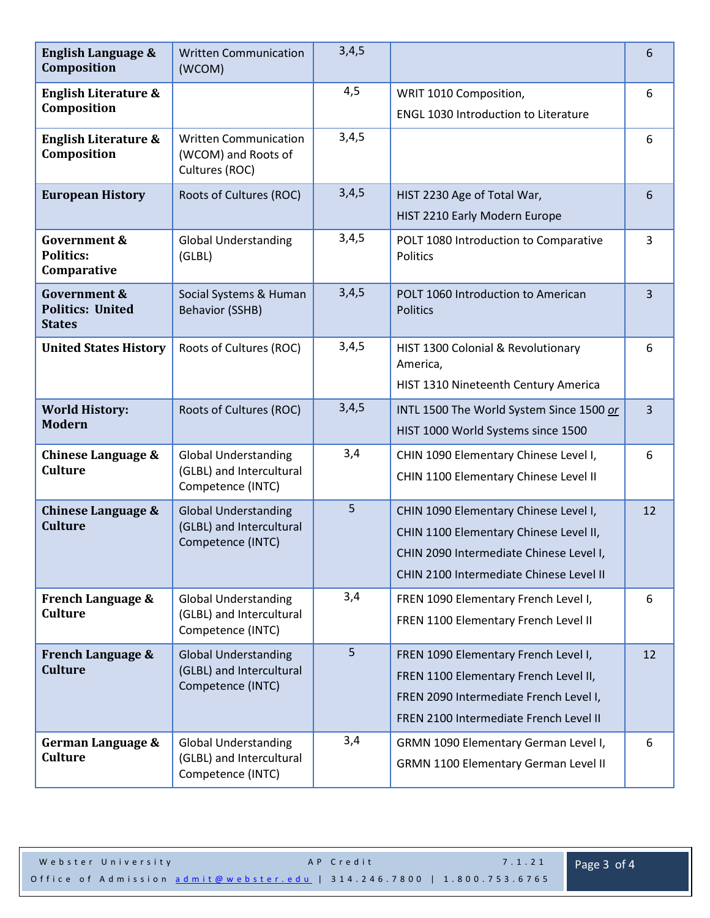| | | | | |
|---|---|---|---|---|
| **English Language & Composition** | Written Communication (WCOM) | 3,4,5 | | 6 |
| **English Literature & Composition** | | 4,5 | WRIT 1010 Composition, ENGL 1030 Introduction to Literature | 6 |
| **English Literature & Composition** | Written Communication (WCOM) and Roots of Cultures (ROC) | 3,4,5 | | 6 |
| **European History** | Roots of Cultures (ROC) | 3,4,5 | HIST 2230 Age of Total War, HIST 2210 Early Modern Europe | 6 |
| **Government & Politics: Comparative** | Global Understanding (GLBL) | 3,4,5 | POLT 1080 Introduction to Comparative Politics | 3 |
| **Government & Politics: United States** | Social Systems & Human Behavior (SSHB) | 3,4,5 | POLT 1060 Introduction to American Politics | 3 |
| **United States History** | Roots of Cultures (ROC) | 3,4,5 | HIST 1300 Colonial & Revolutionary America, HIST 1310 Nineteenth Century America | 6 |
| **World History: Modern** | Roots of Cultures (ROC) | 3,4,5 | INTL 1500 The World System Since 1500 *or* HIST 1000 World Systems since 1500 | 3 |
| **Chinese Language & Culture** | Global Understanding (GLBL) and Intercultural Competence (INTC) | 3,4 | CHIN 1090 Elementary Chinese Level I, CHIN 1100 Elementary Chinese Level II | 6 |
| **Chinese Language & Culture** | Global Understanding (GLBL) and Intercultural Competence (INTC) | 5 | CHIN 1090 Elementary Chinese Level I, CHIN 1100 Elementary Chinese Level II, CHIN 2090 Intermediate Chinese Level I, CHIN 2100 Intermediate Chinese Level II | 12 |
| **French Language & Culture** | Global Understanding (GLBL) and Intercultural Competence (INTC) | 3,4 | FREN 1090 Elementary French Level I, FREN 1100 Elementary French Level II | 6 |
| **French Language & Culture** | Global Understanding (GLBL) and Intercultural Competence (INTC) | 5 | FREN 1090 Elementary French Level I, FREN 1100 Elementary French Level II, FREN 2090 Intermediate French Level I, FREN 2100 Intermediate French Level II | 12 |
| **German Language & Culture** | Global Understanding (GLBL) and Intercultural Competence (INTC) | 3,4 | GRMN 1090 Elementary German Level I, GRMN 1100 Elementary German Level II | 6 |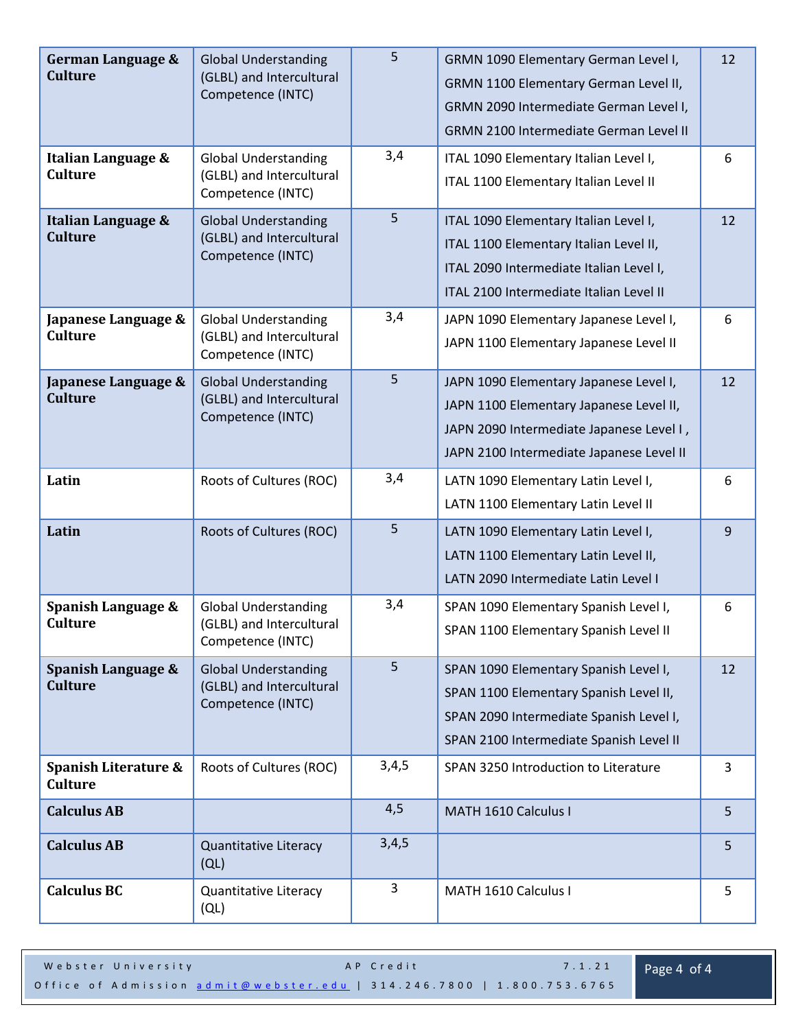| German Language & Culture | Global Understanding (GLBL) and Intercultural Competence (INTC) | 5 | GRMN 1090 Elementary German Level I, GRMN 1100 Elementary German Level II, GRMN 2090 Intermediate German Level I, GRMN 2100 Intermediate German Level II | 12 |
|---|---|---|---|---|
| **Italian Language & Culture** | Global Understanding (GLBL) and Intercultural Competence (INTC) | 3,4 | ITAL 1090 Elementary Italian Level I, ITAL 1100 Elementary Italian Level II | 6 |
| **Italian Language & Culture** | Global Understanding (GLBL) and Intercultural Competence (INTC) | 5 | ITAL 1090 Elementary Italian Level I, ITAL 1100 Elementary Italian Level II, ITAL 2090 Intermediate Italian Level I, ITAL 2100 Intermediate Italian Level II | 12 |
| **Japanese Language & Culture** | Global Understanding (GLBL) and Intercultural Competence (INTC) | 3,4 | JAPN 1090 Elementary Japanese Level I, JAPN 1100 Elementary Japanese Level II | 6 |
| **Japanese Language & Culture** | Global Understanding (GLBL) and Intercultural Competence (INTC) | 5 | JAPN 1090 Elementary Japanese Level I, JAPN 1100 Elementary Japanese Level II, JAPN 2090 Intermediate Japanese Level I , JAPN 2100 Intermediate Japanese Level II | 12 |
| **Latin** | Roots of Cultures (ROC) | 3,4 | LATN 1090 Elementary Latin Level I, LATN 1100 Elementary Latin Level II | 6 |
| **Latin** | Roots of Cultures (ROC) | 5 | LATN 1090 Elementary Latin Level I, LATN 1100 Elementary Latin Level II, LATN 2090 Intermediate Latin Level I | 9 |
| **Spanish Language & Culture** | Global Understanding (GLBL) and Intercultural Competence (INTC) | 3,4 | SPAN 1090 Elementary Spanish Level I, SPAN 1100 Elementary Spanish Level II | 6 |
| **Spanish Language & Culture** | Global Understanding (GLBL) and Intercultural Competence (INTC) | 5 | SPAN 1090 Elementary Spanish Level I, SPAN 1100 Elementary Spanish Level II, SPAN 2090 Intermediate Spanish Level I, SPAN 2100 Intermediate Spanish Level II | 12 |
| **Spanish Literature & Culture** | Roots of Cultures (ROC) | 3,4,5 | SPAN 3250 Introduction to Literature | 3 |
| **Calculus AB** | | 4,5 | MATH 1610 Calculus I | 5 |
| **Calculus AB** | Quantitative Literacy (QL) | 3,4,5 | | 5 |
| **Calculus BC** | Quantitative Literacy (QL) | 3 | MATH 1610 Calculus I | 5 |

Webster University AP Credit 7.1.21
Office of Admission admit@webster.edu | 314.246.7800 | 1.800.753.6765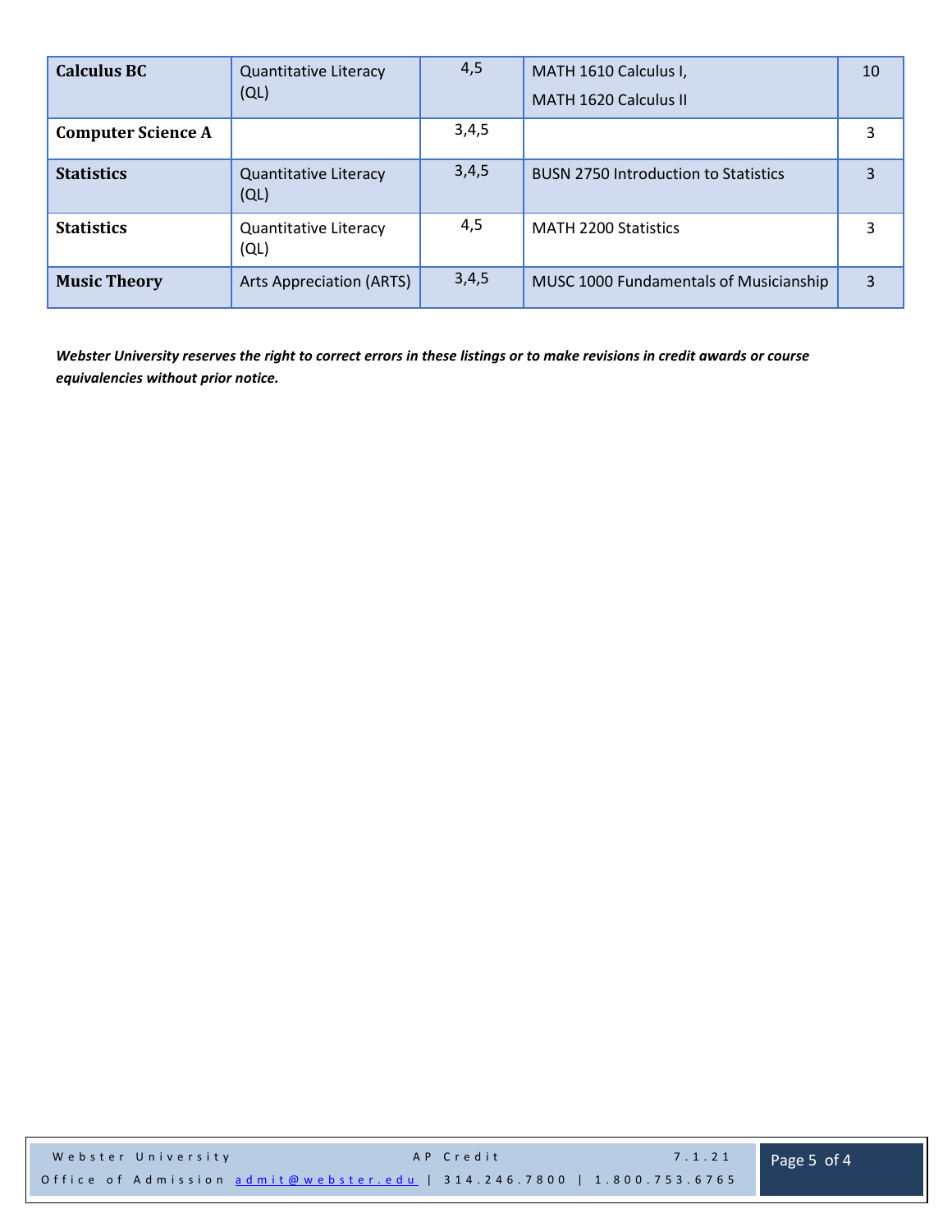| | | | | |
|---|---|---|---|---|
| **Calculus BC** | Quantitative Literacy (QL) | 4,5 | MATH 1610 Calculus I,<br>MATH 1620 Calculus II | 10 |
| **Computer Science A** | | 3,4,5 | | 3 |
| **Statistics** | Quantitative Literacy (QL) | 3,4,5 | BUSN 2750 Introduction to Statistics | 3 |
| **Statistics** | Quantitative Literacy (QL) | 4,5 | MATH 2200 Statistics | 3 |
| **Music Theory** | Arts Appreciation (ARTS) | 3,4,5 | MUSC 1000 Fundamentals of Musicianship | 3 |

***Webster University reserves the right to correct errors in these listings or to make revisions in credit awards or course equivalencies without prior notice.***